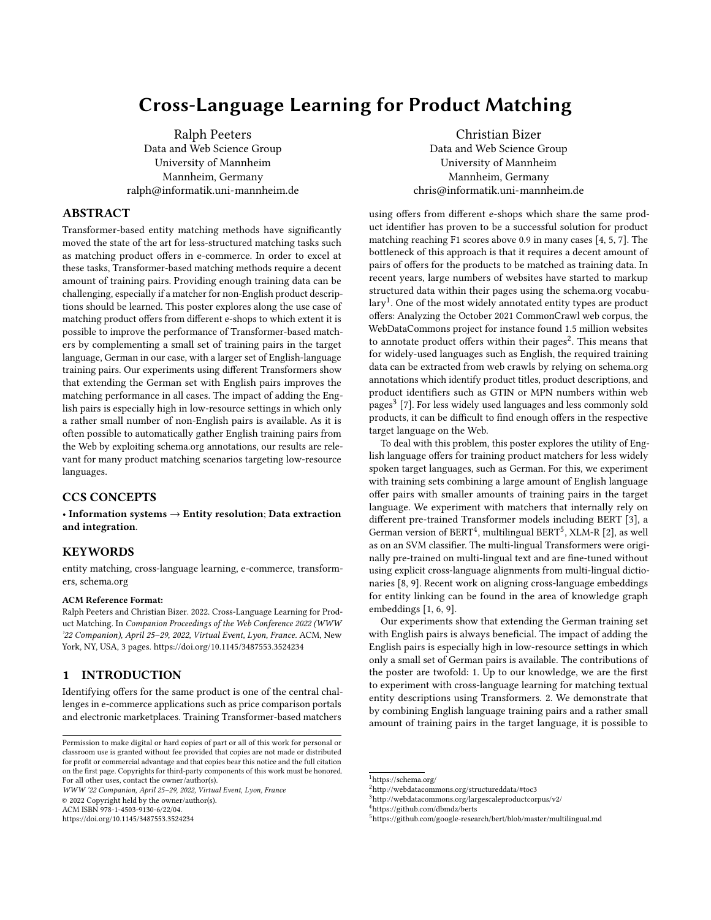# Cross-Language Learning for Product Matching

Ralph Peeters
Data and Web Science Group
University of Mannheim
Mannheim, Germany
ralph@informatik.uni-mannheim.de

Christian Bizer
Data and Web Science Group
University of Mannheim
Mannheim, Germany
chris@informatik.uni-mannheim.de

## ABSTRACT

Transformer-based entity matching methods have significantly moved the state of the art for less-structured matching tasks such as matching product offers in e-commerce. In order to excel at these tasks, Transformer-based matching methods require a decent amount of training pairs. Providing enough training data can be challenging, especially if a matcher for non-English product descriptions should be learned. This poster explores along the use case of matching product offers from different e-shops to which extent it is possible to improve the performance of Transformer-based matchers by complementing a small set of training pairs in the target language, German in our case, with a larger set of English-language training pairs. Our experiments using different Transformers show that extending the German set with English pairs improves the matching performance in all cases. The impact of adding the English pairs is especially high in low-resource settings in which only a rather small number of non-English pairs is available. As it is often possible to automatically gather English training pairs from the Web by exploiting schema.org annotations, our results are relevant for many product matching scenarios targeting low-resource languages.

## CCS CONCEPTS

• **Information systems** → **Entity resolution**; **Data extraction and integration**.

## KEYWORDS

entity matching, cross-language learning, e-commerce, transformers, schema.org

**ACM Reference Format:**
Ralph Peeters and Christian Bizer. 2022. Cross-Language Learning for Product Matching. In *Companion Proceedings of the Web Conference 2022 (WWW '22 Companion), April 25–29, 2022, Virtual Event, Lyon, France.* ACM, New York, NY, USA, 3 pages. https://doi.org/10.1145/3487553.3524234

## 1 INTRODUCTION

Identifying offers for the same product is one of the central challenges in e-commerce applications such as price comparison portals and electronic marketplaces. Training Transformer-based matchers using offers from different e-shops which share the same product identifier has proven to be a successful solution for product matching reaching F1 scores above 0.9 in many cases [4, 5, 7]. The bottleneck of this approach is that it requires a decent amount of pairs of offers for the products to be matched as training data. In recent years, large numbers of websites have started to markup structured data within their pages using the schema.org vocabulary[1]. One of the most widely annotated entity types are product offers: Analyzing the October 2021 CommonCrawl web corpus, the WebDataCommons project for instance found 1.5 million websites to annotate product offers within their pages[2]. This means that for widely-used languages such as English, the required training data can be extracted from web crawls by relying on schema.org annotations which identify product titles, product descriptions, and product identifiers such as GTIN or MPN numbers within web pages[3] [7]. For less widely used languages and less commonly sold products, it can be difficult to find enough offers in the respective target language on the Web.

To deal with this problem, this poster explores the utility of English language offers for training product matchers for less widely spoken target languages, such as German. For this, we experiment with training sets combining a large amount of English language offer pairs with smaller amounts of training pairs in the target language. We experiment with matchers that internally rely on different pre-trained Transformer models including BERT [3], a German version of BERT[4], multilingual BERT[5], XLM-R [2], as well as on an SVM classifier. The multi-lingual Transformers were originally pre-trained on multi-lingual text and are fine-tuned without using explicit cross-language alignments from multi-lingual dictionaries [8, 9]. Recent work on aligning cross-language embeddings for entity linking can be found in the area of knowledge graph embeddings [1, 6, 9].

Our experiments show that extending the German training set with English pairs is always beneficial. The impact of adding the English pairs is especially high in low-resource settings in which only a small set of German pairs is available. The contributions of the poster are twofold: 1. Up to our knowledge, we are the first to experiment with cross-language learning for matching textual entity descriptions using Transformers. 2. We demonstrate that by combining English language training pairs and a rather small amount of training pairs in the target language, it is possible to

---

Permission to make digital or hard copies of part or all of this work for personal or classroom use is granted without fee provided that copies are not made or distributed for profit or commercial advantage and that copies bear this notice and the full citation on the first page. Copyrights for third-party components of this work must be honored. For all other uses, contact the owner/author(s).
*WWW '22 Companion, April 25–29, 2022, Virtual Event, Lyon, France*
© 2022 Copyright held by the owner/author(s).
ACM ISBN 978-1-4503-9130-6/22/04.
https://doi.org/10.1145/3487553.3524234

[1] https://schema.org/
[2] http://webdatacommons.org/structureddata/#toc3
[3] http://webdatacommons.org/largescaleproductcorpus/v2/
[4] https://github.com/dbmdz/berts
[5] https://github.com/google-research/bert/blob/master/multilingual.md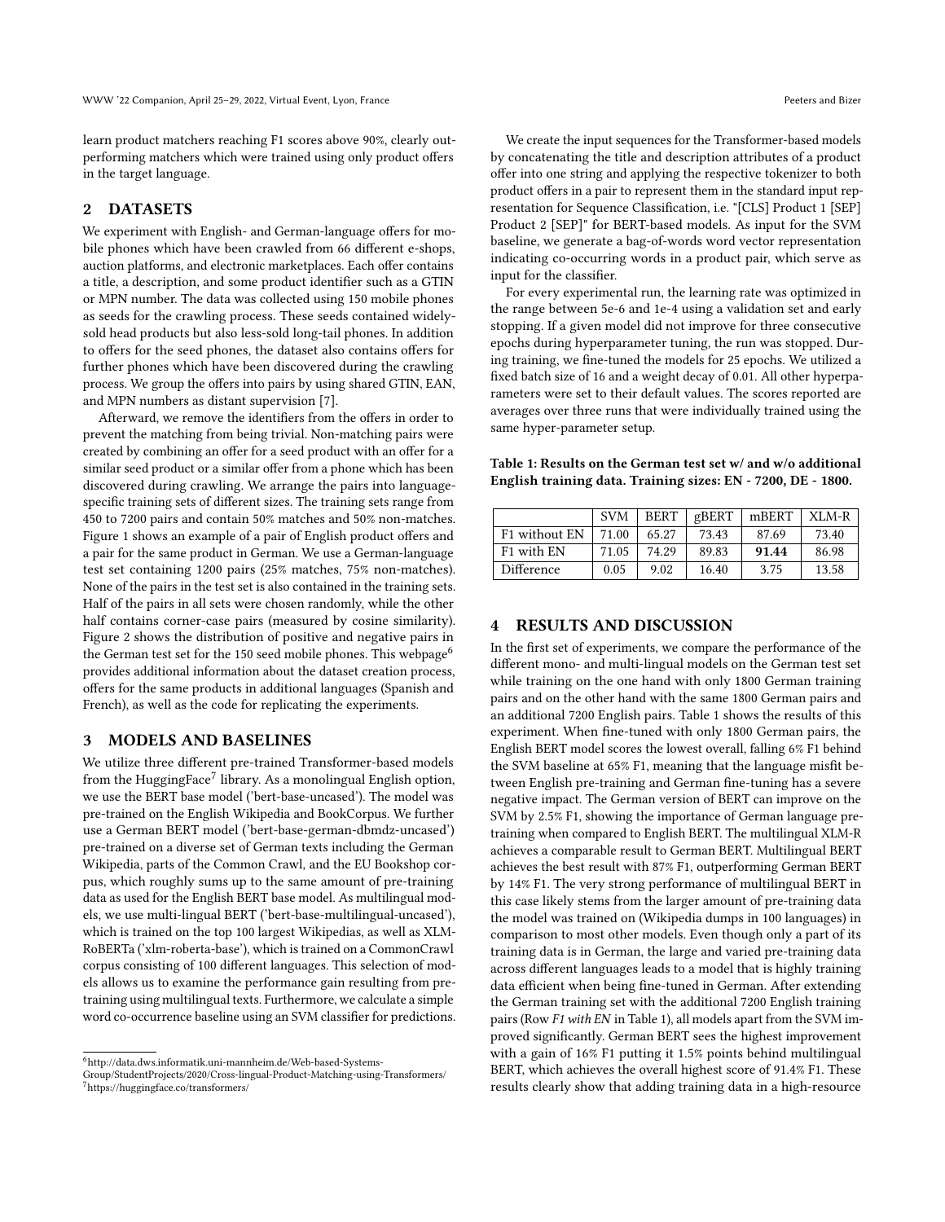learn product matchers reaching F1 scores above 90%, clearly outperforming matchers which were trained using only product offers in the target language.

## 2 DATASETS

We experiment with English- and German-language offers for mobile phones which have been crawled from 66 different e-shops, auction platforms, and electronic marketplaces. Each offer contains a title, a description, and some product identifier such as a GTIN or MPN number. The data was collected using 150 mobile phones as seeds for the crawling process. These seeds contained widely-sold head products but also less-sold long-tail phones. In addition to offers for the seed phones, the dataset also contains offers for further phones which have been discovered during the crawling process. We group the offers into pairs by using shared GTIN, EAN, and MPN numbers as distant supervision [7].

Afterward, we remove the identifiers from the offers in order to prevent the matching from being trivial. Non-matching pairs were created by combining an offer for a seed product with an offer for a similar seed product or a similar offer from a phone which has been discovered during crawling. We arrange the pairs into language-specific training sets of different sizes. The training sets range from 450 to 7200 pairs and contain 50% matches and 50% non-matches. Figure 1 shows an example of a pair of English product offers and a pair for the same product in German. We use a German-language test set containing 1200 pairs (25% matches, 75% non-matches). None of the pairs in the test set is also contained in the training sets. Half of the pairs in all sets were chosen randomly, while the other half contains corner-case pairs (measured by cosine similarity). Figure 2 shows the distribution of positive and negative pairs in the German test set for the 150 seed mobile phones. This webpage[6] provides additional information about the dataset creation process, offers for the same products in additional languages (Spanish and French), as well as the code for replicating the experiments.

## 3 MODELS AND BASELINES

We utilize three different pre-trained Transformer-based models from the HuggingFace[7] library. As a monolingual English option, we use the BERT base model ('bert-base-uncased'). The model was pre-trained on the English Wikipedia and BookCorpus. We further use a German BERT model ('bert-base-german-dbmdz-uncased') pre-trained on a diverse set of German texts including the German Wikipedia, parts of the Common Crawl, and the EU Bookshop corpus, which roughly sums up to the same amount of pre-training data as used for the English BERT base model. As multilingual models, we use multi-lingual BERT ('bert-base-multilingual-uncased'), which is trained on the top 100 largest Wikipedias, as well as XLM-RoBERTa ('xlm-roberta-base'), which is trained on a CommonCrawl corpus consisting of 100 different languages. This selection of models allows us to examine the performance gain resulting from pre-training using multilingual texts. Furthermore, we calculate a simple word co-occurrence baseline using an SVM classifier for predictions.

We create the input sequences for the Transformer-based models by concatenating the title and description attributes of a product offer into one string and applying the respective tokenizer to both product offers in a pair to represent them in the standard input representation for Sequence Classification, i.e. "[CLS] Product 1 [SEP] Product 2 [SEP]" for BERT-based models. As input for the SVM baseline, we generate a bag-of-words word vector representation indicating co-occurring words in a product pair, which serve as input for the classifier.

For every experimental run, the learning rate was optimized in the range between 5e-6 and 1e-4 using a validation set and early stopping. If a given model did not improve for three consecutive epochs during hyperparameter tuning, the run was stopped. During training, we fine-tuned the models for 25 epochs. We utilized a fixed batch size of 16 and a weight decay of 0.01. All other hyperparameters were set to their default values. The scores reported are averages over three runs that were individually trained using the same hyper-parameter setup.

**Table 1: Results on the German test set w/ and w/o additional English training data. Training sizes: EN - 7200, DE - 1800.**

| | SVM | BERT | gBERT | mBERT | XLM-R |
|---|---|---|---|---|---|
| F1 without EN | 71.00 | 65.27 | 73.43 | 87.69 | 73.40 |
| F1 with EN | 71.05 | 74.29 | 89.83 | **91.44** | 86.98 |
| Difference | 0.05 | 9.02 | 16.40 | 3.75 | 13.58 |

## 4 RESULTS AND DISCUSSION

In the first set of experiments, we compare the performance of the different mono- and multi-lingual models on the German test set while training on the one hand with only 1800 German training pairs and on the other hand with the same 1800 German pairs and an additional 7200 English pairs. Table 1 shows the results of this experiment. When fine-tuned with only 1800 German pairs, the English BERT model scores the lowest overall, falling 6% F1 behind the SVM baseline at 65% F1, meaning that the language misfit between English pre-training and German fine-tuning has a severe negative impact. The German version of BERT can improve on the SVM by 2.5% F1, showing the importance of German language pre-training when compared to English BERT. The multilingual XLM-R achieves a comparable result to German BERT. Multilingual BERT achieves the best result with 87% F1, outperforming German BERT by 14% F1. The very strong performance of multilingual BERT in this case likely stems from the larger amount of pre-training data the model was trained on (Wikipedia dumps in 100 languages) in comparison to most other models. Even though only a part of its training data is in German, the large and varied pre-training data across different languages leads to a model that is highly training data efficient when being fine-tuned in German. After extending the German training set with the additional 7200 English training pairs (Row *F1 with EN* in Table 1), all models apart from the SVM improved significantly. German BERT sees the highest improvement with a gain of 16% F1 putting it 1.5% points behind multilingual BERT, which achieves the overall highest score of 91.4% F1. These results clearly show that adding training data in a high-resource

[6] http://data.dws.informatik.uni-mannheim.de/Web-based-Systems-Group/StudentProjects/2020/Cross-lingual-Product-Matching-using-Transformers/

[7] https://huggingface.co/transformers/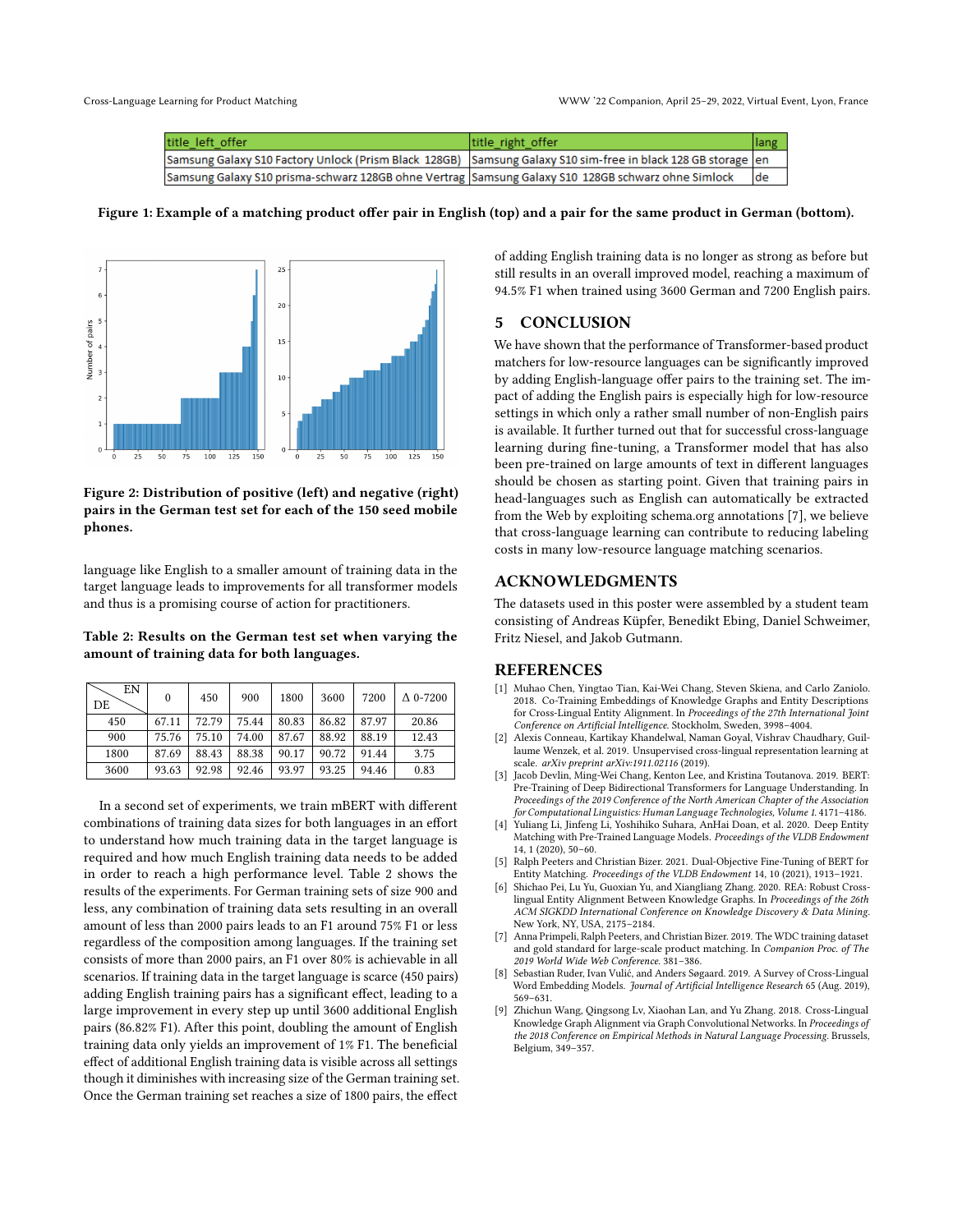| title_left_offer | title_right_offer | lang |
|---|---|---|
| Samsung Galaxy S10 Factory Unlock (Prism Black 128GB) | Samsung Galaxy S10 sim-free in black 128 GB storage | en |
| Samsung Galaxy S10 prisma-schwarz 128GB ohne Vertrag | Samsung Galaxy S10 128GB schwarz ohne Simlock | de |

**Figure 1: Example of a matching product offer pair in English (top) and a pair for the same product in German (bottom).**

Number of pairs

7
6
5
4
3
2
1
0

0 25 50 75 100 125 150

25
20
15
10
5
0

0 25 50 75 100 125 150

**Figure 2: Distribution of positive (left) and negative (right) pairs in the German test set for each of the 150 seed mobile phones.**

language like English to a smaller amount of training data in the target language leads to improvements for all transformer models and thus is a promising course of action for practitioners.

**Table 2: Results on the German test set when varying the amount of training data for both languages.**

| EN / DE | 0 | 450 | 900 | 1800 | 3600 | 7200 | Δ 0-7200 |
|---|---|---|---|---|---|---|---|
| 450 | 67.11 | 72.79 | 75.44 | 80.83 | 86.82 | 87.97 | 20.86 |
| 900 | 75.76 | 75.10 | 74.00 | 87.67 | 88.92 | 88.19 | 12.43 |
| 1800 | 87.69 | 88.43 | 88.38 | 90.17 | 90.72 | 91.44 | 3.75 |
| 3600 | 93.63 | 92.98 | 92.46 | 93.97 | 93.25 | 94.46 | 0.83 |

In a second set of experiments, we train mBERT with different combinations of training data sizes for both languages in an effort to understand how much training data in the target language is required and how much English training data needs to be added in order to reach a high performance level. Table 2 shows the results of the experiments. For German training sets of size 900 and less, any combination of training data sets resulting in an overall amount of less than 2000 pairs leads to an F1 around 75% F1 or less regardless of the composition among languages. If the training set consists of more than 2000 pairs, an F1 over 80% is achievable in all scenarios. If training data in the target language is scarce (450 pairs) adding English training pairs has a significant effect, leading to a large improvement in every step up until 3600 additional English pairs (86.82% F1). After this point, doubling the amount of English training data only yields an improvement of 1% F1. The beneficial effect of additional English training data is visible across all settings though it diminishes with increasing size of the German training set. Once the German training set reaches a size of 1800 pairs, the effect of adding English training data is no longer as strong as before but still results in an overall improved model, reaching a maximum of 94.5% F1 when trained using 3600 German and 7200 English pairs.

## 5 CONCLUSION

We have shown that the performance of Transformer-based product matchers for low-resource languages can be significantly improved by adding English-language offer pairs to the training set. The impact of adding the English pairs is especially high for low-resource settings in which only a rather small number of non-English pairs is available. It further turned out that for successful cross-language learning during fine-tuning, a Transformer model that has also been pre-trained on large amounts of text in different languages should be chosen as starting point. Given that training pairs in head-languages such as English can automatically be extracted from the Web by exploiting schema.org annotations [7], we believe that cross-language learning can contribute to reducing labeling costs in many low-resource language matching scenarios.

## ACKNOWLEDGMENTS

The datasets used in this poster were assembled by a student team consisting of Andreas Küpfer, Benedikt Ebing, Daniel Schweimer, Fritz Niesel, and Jakob Gutmann.

## REFERENCES

[1] Muhao Chen, Yingtao Tian, Kai-Wei Chang, Steven Skiena, and Carlo Zaniolo. 2018. Co-Training Embeddings of Knowledge Graphs and Entity Descriptions for Cross-Lingual Entity Alignment. In *Proceedings of the 27th International Joint Conference on Artificial Intelligence*. Stockholm, Sweden, 3998–4004.

[2] Alexis Conneau, Kartikay Khandelwal, Naman Goyal, Vishrav Chaudhary, Guillaume Wenzek, et al. 2019. Unsupervised cross-lingual representation learning at scale. *arXiv preprint arXiv:1911.02116* (2019).

[3] Jacob Devlin, Ming-Wei Chang, Kenton Lee, and Kristina Toutanova. 2019. BERT: Pre-Training of Deep Bidirectional Transformers for Language Understanding. In *Proceedings of the 2019 Conference of the North American Chapter of the Association for Computational Linguistics: Human Language Technologies, Volume 1*. 4171–4186.

[4] Yuliang Li, Jinfeng Li, Yoshihiko Suhara, AnHai Doan, et al. 2020. Deep Entity Matching with Pre-Trained Language Models. *Proceedings of the VLDB Endowment* 14, 1 (2020), 50–60.

[5] Ralph Peeters and Christian Bizer. 2021. Dual-Objective Fine-Tuning of BERT for Entity Matching. *Proceedings of the VLDB Endowment* 14, 10 (2021), 1913–1921.

[6] Shichao Pei, Lu Yu, Guoxian Yu, and Xiangliang Zhang. 2020. REA: Robust Cross-lingual Entity Alignment Between Knowledge Graphs. In *Proceedings of the 26th ACM SIGKDD International Conference on Knowledge Discovery & Data Mining*. New York, NY, USA, 2175–2184.

[7] Anna Primpeli, Ralph Peeters, and Christian Bizer. 2019. The WDC training dataset and gold standard for large-scale product matching. In *Companion Proc. of The 2019 World Wide Web Conference*. 381–386.

[8] Sebastian Ruder, Ivan Vulić, and Anders Søgaard. 2019. A Survey of Cross-Lingual Word Embedding Models. *Journal of Artificial Intelligence Research* 65 (Aug. 2019), 569–631.

[9] Zhichun Wang, Qingsong Lv, Xiaohan Lan, and Yu Zhang. 2018. Cross-Lingual Knowledge Graph Alignment via Graph Convolutional Networks. In *Proceedings of the 2018 Conference on Empirical Methods in Natural Language Processing*. Brussels, Belgium, 349–357.